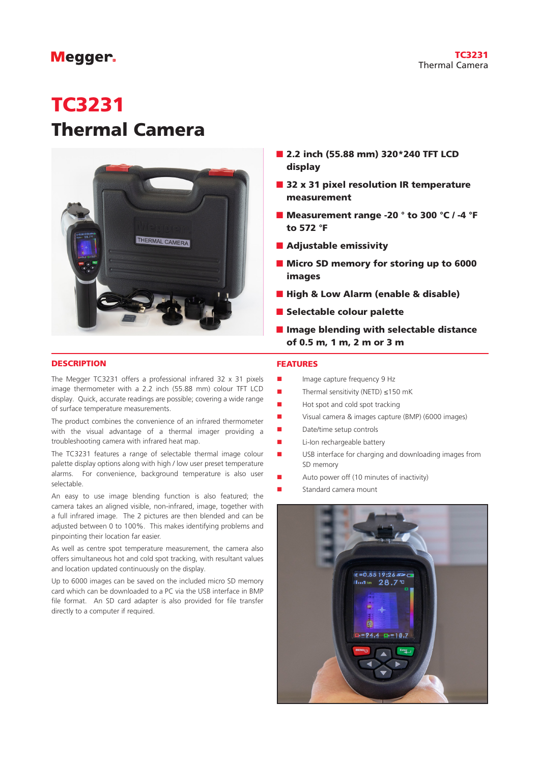# TC3231
# Thermal Camera

- **2.2 inch (55.88 mm) 320*240 TFT LCD display**
- **32 x 31 pixel resolution IR temperature measurement**
- **Measurement range -20 ° to 300 °C / -4 °F to 572 °F**
- **Adjustable emissivity**
- **Micro SD memory for storing up to 6000 images**
- **High & Low Alarm (enable & disable)**
- **Selectable colour palette**
- **Image blending with selectable distance of 0.5 m, 1 m, 2 m or 3 m**

## DESCRIPTION

The Megger TC3231 offers a professional infrared 32 x 31 pixels image thermometer with a 2.2 inch (55.88 mm) colour TFT LCD display. Quick, accurate readings are possible; covering a wide range of surface temperature measurements.

The product combines the convenience of an infrared thermometer with the visual advantage of a thermal imager providing a troubleshooting camera with infrared heat map.

The TC3231 features a range of selectable thermal image colour palette display options along with high / low user preset temperature alarms. For convenience, background temperature is also user selectable.

An easy to use image blending function is also featured; the camera takes an aligned visible, non-infrared, image, together with a full infrared image. The 2 pictures are then blended and can be adjusted between 0 to 100%. This makes identifying problems and pinpointing their location far easier.

As well as centre spot temperature measurement, the camera also offers simultaneous hot and cold spot tracking, with resultant values and location updated continuously on the display.

Up to 6000 images can be saved on the included micro SD memory card which can be downloaded to a PC via the USB interface in BMP file format. An SD card adapter is also provided for file transfer directly to a computer if required.

## FEATURES

- Image capture frequency 9 Hz
- Thermal sensitivity (NETD) ≤150 mK
- Hot spot and cold spot tracking
- Visual camera & images capture (BMP) (6000 images)
- Date/time setup controls
- Li-Ion rechargeable battery
- USB interface for charging and downloading images from SD memory
- Auto power off (10 minutes of inactivity)
- Standard camera mount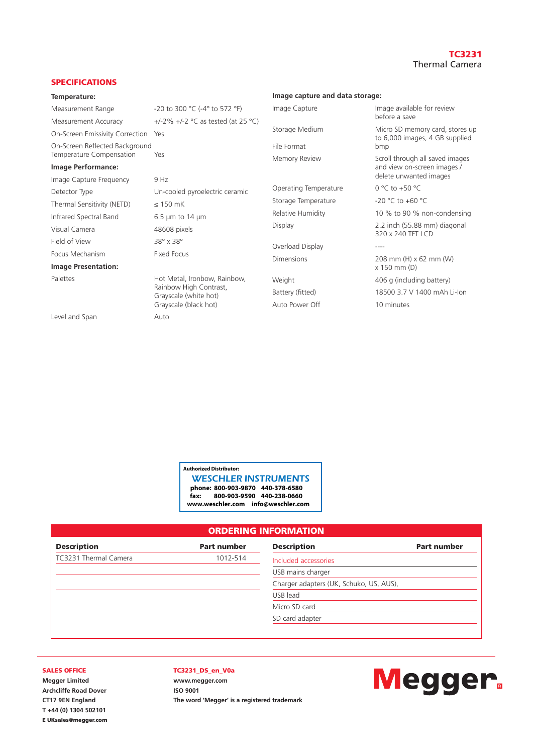# TC3231
Thermal Camera

## SPECIFICATIONS

### Temperature:

| | |
|---|---|
| Measurement Range | -20 to 300 °C (-4° to 572 °F) |
| Measurement Accuracy | +/-2% +/-2 °C as tested (at 25 °C) |
| On-Screen Emissivity Correction | Yes |
| On-Screen Reflected Background Temperature Compensation | Yes |

### Image Performance:

| | |
|---|---|
| Image Capture Frequency | 9 Hz |
| Detector Type | Un-cooled pyroelectric ceramic |
| Thermal Sensitivity (NETD) | ≤ 150 mK |
| Infrared Spectral Band | 6.5 µm to 14 µm |
| Visual Camera | 48608 pixels |
| Field of View | 38° x 38° |
| Focus Mechanism | Fixed Focus |

### Image Presentation:

| | |
|---|---|
| Palettes | Hot Metal, Ironbow, Rainbow, Rainbow High Contrast, Grayscale (white hot) Grayscale (black hot) |
| Level and Span | Auto |

### Image capture and data storage:

| | |
|---|---|
| Image Capture | Image available for review before a save |
| Storage Medium | Micro SD memory card, stores up to 6,000 images, 4 GB supplied |
| File Format | bmp |
| Memory Review | Scroll through all saved images and view on-screen images / delete unwanted images |
| Operating Temperature | 0 °C to +50 °C |
| Storage Temperature | -20 °C to +60 °C |
| Relative Humidity | 10 % to 90 % non-condensing |
| Display | 2.2 inch (55.88 mm) diagonal 320 x 240 TFT LCD |
| Overload Display | ---- |
| Dimensions | 208 mm (H) x 62 mm (W) x 150 mm (D) |
| Weight | 406 g (including battery) |
| Battery (fitted) | 18500 3.7 V 1400 mAh Li-Ion |
| Auto Power Off | 10 minutes |

**Authorized Distributor:**
**WESCHLER INSTRUMENTS**
**phone: 800-903-9870 440-378-6580**
**fax: 800-903-9590 440-238-0660**
**www.weschler.com info@weschler.com**

## ORDERING INFORMATION

| Description | Part number |
|---|---|
| TC3231 Thermal Camera | 1012-514 |

| Description | Part number |
|---|---|
| Included accessories | |
| USB mains charger | |
| Charger adapters (UK, Schuko, US, AUS), | |
| USB lead | |
| Micro SD card | |
| SD card adapter | |

**SALES OFFICE**
**Megger Limited**
**Archcliffe Road Dover**
**CT17 9EN England**
**T +44 (0) 1304 502101**
**E UKsales@megger.com**

**TC3231_DS_en_V0a**
**www.megger.com**
**ISO 9001**
**The word 'Megger' is a registered trademark**

Megger.